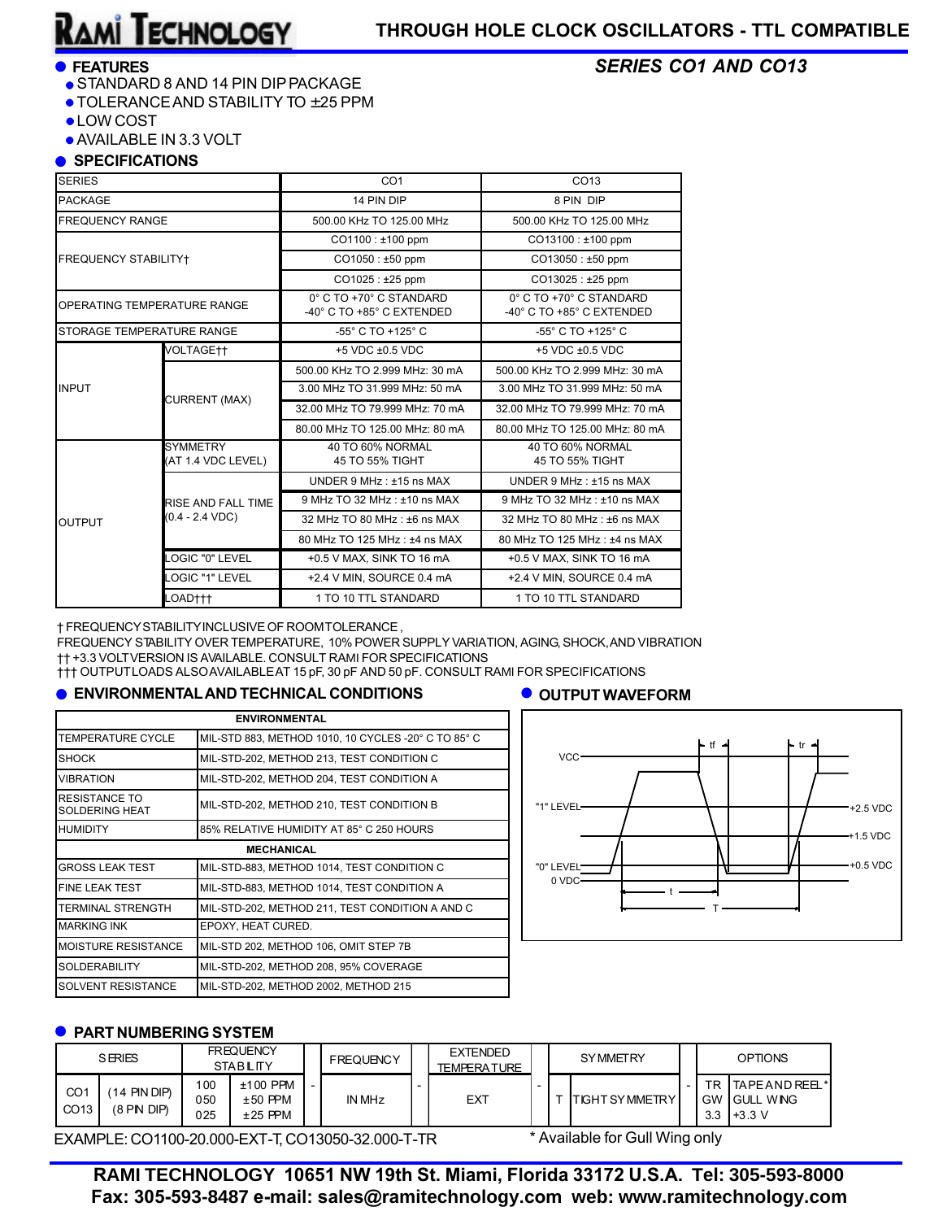# RAMI TECHNOLOGY

## THROUGH HOLE CLOCK OSCILLATORS - TTL COMPATIBLE

### *SERIES CO1 AND CO13*

## FEATURES

- STANDARD 8 AND 14 PIN DIP PACKAGE
- TOLERANCE AND STABILITY TO ±25 PPM
- LOW COST
- AVAILABLE IN 3.3 VOLT

## SPECIFICATIONS

| SERIES | | CO1 | CO13 |
|---|---|---|---|
| PACKAGE | | 14 PIN DIP | 8 PIN DIP |
| FREQUENCY RANGE | | 500.00 KHz TO 125.00 MHz | 500.00 KHz TO 125.00 MHz |
| FREQUENCY STABILITY† | | CO1100 : ±100 ppm | CO13100 : ±100 ppm |
| | | CO1050 : ±50 ppm | CO13050 : ±50 ppm |
| | | CO1025 : ±25 ppm | CO13025 : ±25 ppm |
| OPERATING TEMPERATURE RANGE | | 0° C TO +70° C STANDARD<br>-40° C TO +85° C EXTENDED | 0° C TO +70° C STANDARD<br>-40° C TO +85° C EXTENDED |
| STORAGE TEMPERATURE RANGE | | -55° C TO +125° C | -55° C TO +125° C |
| INPUT | VOLTAGE†† | +5 VDC ±0.5 VDC | +5 VDC ±0.5 VDC |
| | CURRENT (MAX) | 500.00 KHz TO 2.999 MHz: 30 mA | 500.00 KHz TO 2.999 MHz: 30 mA |
| | | 3.00 MHz TO 31.999 MHz: 50 mA | 3.00 MHz TO 31.999 MHz: 50 mA |
| | | 32.00 MHz TO 79.999 MHz: 70 mA | 32.00 MHz TO 79.999 MHz: 70 mA |
| | | 80.00 MHz TO 125.00 MHz: 80 mA | 80.00 MHz TO 125.00 MHz: 80 mA |
| OUTPUT | SYMMETRY<br>(AT 1.4 VDC LEVEL) | 40 TO 60% NORMAL<br>45 TO 55% TIGHT | 40 TO 60% NORMAL<br>45 TO 55% TIGHT |
| | RISE AND FALL TIME<br>(0.4 - 2.4 VDC) | UNDER 9 MHz : ±15 ns MAX | UNDER 9 MHz : ±15 ns MAX |
| | | 9 MHz TO 32 MHz : ±10 ns MAX | 9 MHz TO 32 MHz : ±10 ns MAX |
| | | 32 MHz TO 80 MHz : ±6 ns MAX | 32 MHz TO 80 MHz : ±6 ns MAX |
| | | 80 MHz TO 125 MHz : ±4 ns MAX | 80 MHz TO 125 MHz : ±4 ns MAX |
| | LOGIC "0" LEVEL | +0.5 V MAX, SINK TO 16 mA | +0.5 V MAX, SINK TO 16 mA |
| | LOGIC "1" LEVEL | +2.4 V MIN, SOURCE 0.4 mA | +2.4 V MIN, SOURCE 0.4 mA |
| | LOAD††† | 1 TO 10 TTL STANDARD | 1 TO 10 TTL STANDARD |

† FREQUENCY STABILITY INCLUSIVE OF ROOM TOLERANCE,
FREQUENCY STABILITY OVER TEMPERATURE, 10% POWER SUPPLY VARIATION, AGING, SHOCK, AND VIBRATION
†† +3.3 VOLT VERSION IS AVAILABLE. CONSULT RAMI FOR SPECIFICATIONS
††† OUTPUT LOADS ALSO AVAILABLE AT 15 pF, 30 pF AND 50 pF. CONSULT RAMI FOR SPECIFICATIONS

## ENVIRONMENTAL AND TECHNICAL CONDITIONS

| ENVIRONMENTAL | |
|---|---|
| TEMPERATURE CYCLE | MIL-STD 883, METHOD 1010, 10 CYCLES -20° C TO 85° C |
| SHOCK | MIL-STD-202, METHOD 213, TEST CONDITION C |
| VIBRATION | MIL-STD-202, METHOD 204, TEST CONDITION A |
| RESISTANCE TO SOLDERING HEAT | MIL-STD-202, METHOD 210, TEST CONDITION B |
| HUMIDITY | 85% RELATIVE HUMIDITY AT 85° C 250 HOURS |
| **MECHANICAL** | |
| GROSS LEAK TEST | MIL-STD-883, METHOD 1014, TEST CONDITION C |
| FINE LEAK TEST | MIL-STD-883, METHOD 1014, TEST CONDITION A |
| TERMINAL STRENGTH | MIL-STD-202, METHOD 211, TEST CONDITION A AND C |
| MARKING INK | EPOXY, HEAT CURED. |
| MOISTURE RESISTANCE | MIL-STD 202, METHOD 106, OMIT STEP 7B |
| SOLDERABILITY | MIL-STD-202, METHOD 208, 95% COVERAGE |
| SOLVENT RESISTANCE | MIL-STD-202, METHOD 2002, METHOD 215 |

## OUTPUT WAVEFORM

VCC, "1" LEVEL, "0" LEVEL, 0 VDC, +2.5 VDC, +1.5 VDC, +0.5 VDC, tf, tr, t, T

## PART NUMBERING SYSTEM

| SERIES | | FREQUENCY STABILITY | | | FREQUENCY | | EXTENDED TEMPERATURE | | SYMMETRY | | | OPTIONS | |
|---|---|---|---|---|---|---|---|---|---|---|---|---|---|
| CO1<br>CO13 | (14 PIN DIP)<br>(8 PIN DIP) | 100<br>050<br>025 | ±100 PPM<br>±50 PPM<br>±25 PPM | - | IN MHz | - | EXT | - | T | TIGHT SYMMETRY | - | TR<br>GW<br>3.3 | TAPE AND REEL*<br>GULL WING<br>+3.3 V |

EXAMPLE: CO1100-20.000-EXT-T, CO13050-32.000-T-TR

\* Available for Gull Wing only

**RAMI TECHNOLOGY 10651 NW 19th St. Miami, Florida 33172 U.S.A. Tel: 305-593-8000**
**Fax: 305-593-8487 e-mail: sales@ramitechnology.com web: www.ramitechnology.com**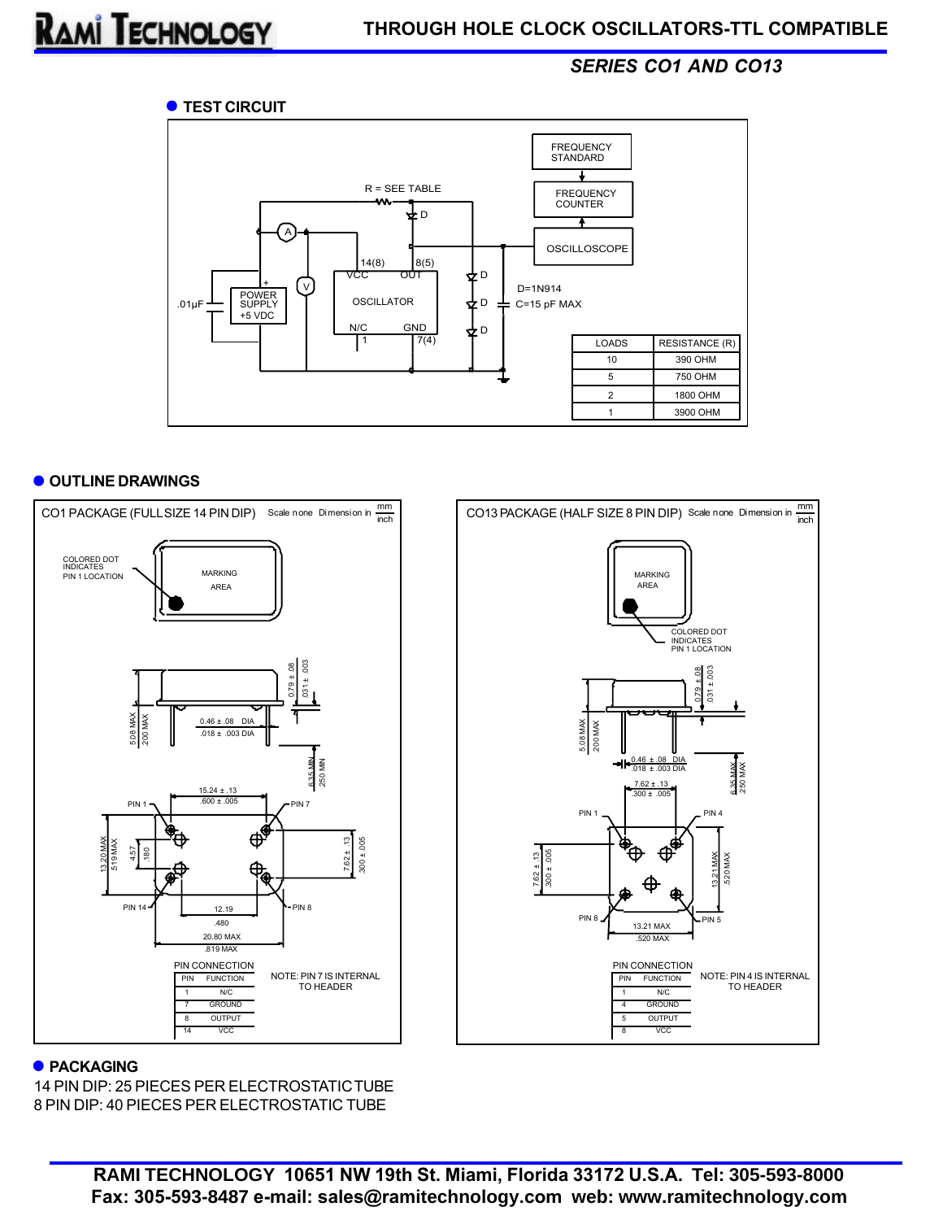# THROUGH HOLE CLOCK OSCILLATORS-TTL COMPATIBLE

## *SERIES CO1 AND CO13*

## TEST CIRCUIT

R = SEE TABLE

FREQUENCY STANDARD

FREQUENCY COUNTER

OSCILLOSCOPE

.01µF

POWER SUPPLY +5 VDC

A

V

14(8) VCC

8(5) OUT

OSCILLATOR

N/C 1

GND 7(4)

D

D=1N914

C=15 pF MAX

| LOADS | RESISTANCE (R) |
|---|---|
| 10 | 390 OHM |
| 5 | 750 OHM |
| 2 | 1800 OHM |
| 1 | 3900 OHM |

## OUTLINE DRAWINGS

### CO1 PACKAGE (FULL SIZE 14 PIN DIP)

Scale none Dimension in mm/inch

COLORED DOT INDICATES PIN 1 LOCATION

MARKING AREA

0.79 ± .08
.031 ± .003

5.08 MAX
.200 MAX

0.46 ± .08 DIA
.018 ± .003 DIA

6.35 MIN
.250 MIN

15.24 ± .13
.600 ± .005

PIN 1
PIN 7
PIN 14
PIN 8

13.20 MAX
.519 MAX

4.57
.180

7.62 ± .13
.300 ± .005

12.19
.480

20.80 MAX
.819 MAX

PIN CONNECTION

| PIN | FUNCTION |
|---|---|
| 1 | N/C |
| 7 | GROUND |
| 8 | OUTPUT |
| 14 | VCC |

NOTE: PIN 7 IS INTERNAL TO HEADER

### CO13 PACKAGE (HALF SIZE 8 PIN DIP)

Scale none Dimension in mm/inch

MARKING AREA

COLORED DOT INDICATES PIN 1 LOCATION

0.79 ± .08
.031 ± .003

5.08 MAX
.200 MAX

0.46 ± .08 DIA
.018 ± .003 DIA

6.35 MAX
.250 MAX

7.62 ± .13
.300 ± .005

PIN 1
PIN 4
PIN 8
PIN 5

7.62 ± .13
.300 ± .005

13.21 MAX
.520 MAX

13.21 MAX
.520 MAX

PIN CONNECTION

| PIN | FUNCTION |
|---|---|
| 1 | N/C |
| 4 | GROUND |
| 5 | OUTPUT |
| 8 | VCC |

NOTE: PIN 4 IS INTERNAL TO HEADER

## PACKAGING

14 PIN DIP: 25 PIECES PER ELECTROSTATIC TUBE
8 PIN DIP: 40 PIECES PER ELECTROSTATIC TUBE

**RAMI TECHNOLOGY 10651 NW 19th St. Miami, Florida 33172 U.S.A. Tel: 305-593-8000**
**Fax: 305-593-8487 e-mail: sales@ramitechnology.com web: www.ramitechnology.com**